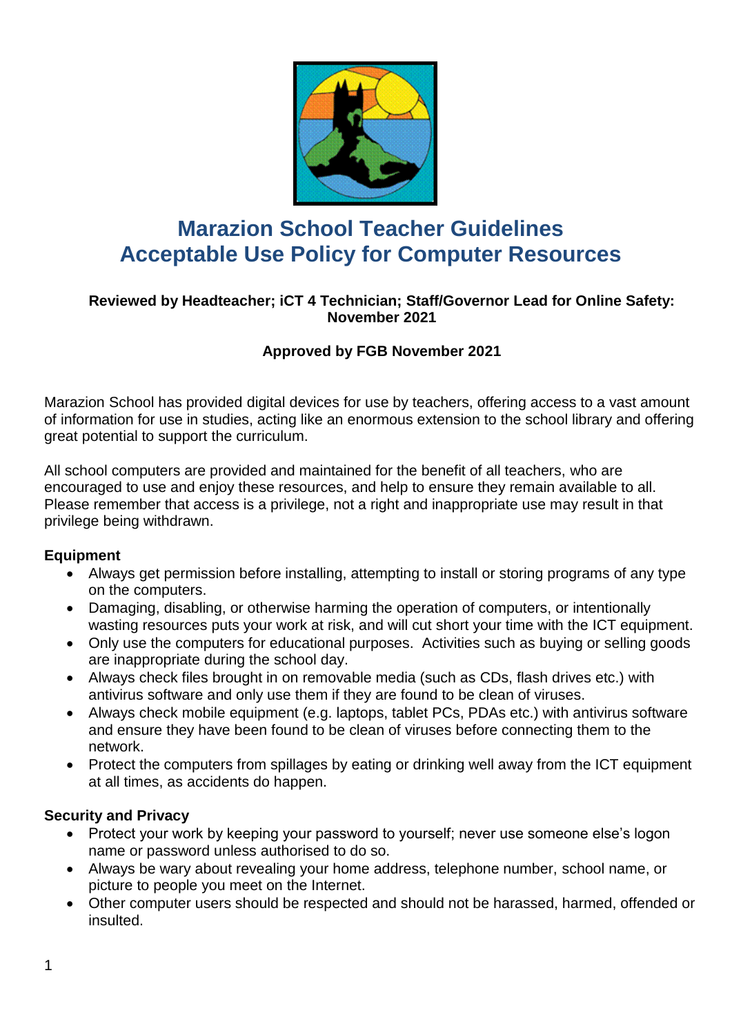# Marazion School Teacher Guidelines
# Acceptable Use Policy for Computer Resources

**Reviewed by Headteacher; iCT 4 Technician; Staff/Governor Lead for Online Safety: November 2021**

**Approved by FGB November 2021**

Marazion School has provided digital devices for use by teachers, offering access to a vast amount of information for use in studies, acting like an enormous extension to the school library and offering great potential to support the curriculum.

All school computers are provided and maintained for the benefit of all teachers, who are encouraged to use and enjoy these resources, and help to ensure they remain available to all. Please remember that access is a privilege, not a right and inappropriate use may result in that privilege being withdrawn.

**Equipment**

- Always get permission before installing, attempting to install or storing programs of any type on the computers.
- Damaging, disabling, or otherwise harming the operation of computers, or intentionally wasting resources puts your work at risk, and will cut short your time with the ICT equipment.
- Only use the computers for educational purposes. Activities such as buying or selling goods are inappropriate during the school day.
- Always check files brought in on removable media (such as CDs, flash drives etc.) with antivirus software and only use them if they are found to be clean of viruses.
- Always check mobile equipment (e.g. laptops, tablet PCs, PDAs etc.) with antivirus software and ensure they have been found to be clean of viruses before connecting them to the network.
- Protect the computers from spillages by eating or drinking well away from the ICT equipment at all times, as accidents do happen.

**Security and Privacy**

- Protect your work by keeping your password to yourself; never use someone else's logon name or password unless authorised to do so.
- Always be wary about revealing your home address, telephone number, school name, or picture to people you meet on the Internet.
- Other computer users should be respected and should not be harassed, harmed, offended or insulted.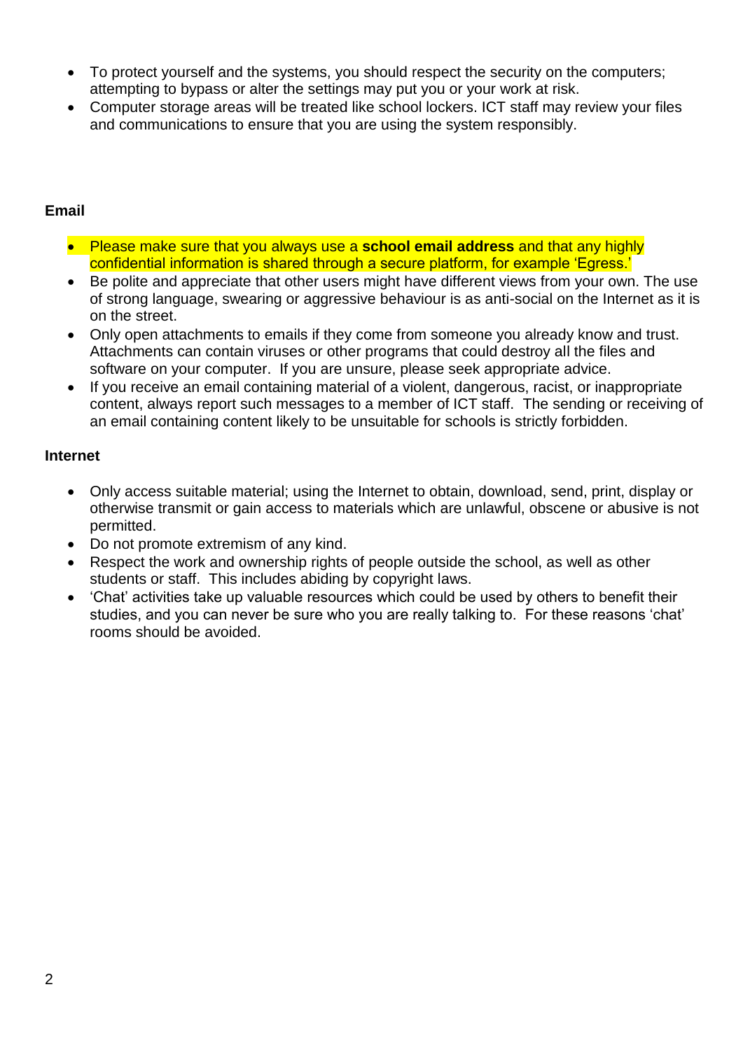- To protect yourself and the systems, you should respect the security on the computers; attempting to bypass or alter the settings may put you or your work at risk.
- Computer storage areas will be treated like school lockers. ICT staff may review your files and communications to ensure that you are using the system responsibly.

### Email

- Please make sure that you always use a **school email address** and that any highly confidential information is shared through a secure platform, for example 'Egress.'
- Be polite and appreciate that other users might have different views from your own. The use of strong language, swearing or aggressive behaviour is as anti-social on the Internet as it is on the street.
- Only open attachments to emails if they come from someone you already know and trust. Attachments can contain viruses or other programs that could destroy all the files and software on your computer. If you are unsure, please seek appropriate advice.
- If you receive an email containing material of a violent, dangerous, racist, or inappropriate content, always report such messages to a member of ICT staff. The sending or receiving of an email containing content likely to be unsuitable for schools is strictly forbidden.

### Internet

- Only access suitable material; using the Internet to obtain, download, send, print, display or otherwise transmit or gain access to materials which are unlawful, obscene or abusive is not permitted.
- Do not promote extremism of any kind.
- Respect the work and ownership rights of people outside the school, as well as other students or staff. This includes abiding by copyright laws.
- 'Chat' activities take up valuable resources which could be used by others to benefit their studies, and you can never be sure who you are really talking to. For these reasons 'chat' rooms should be avoided.